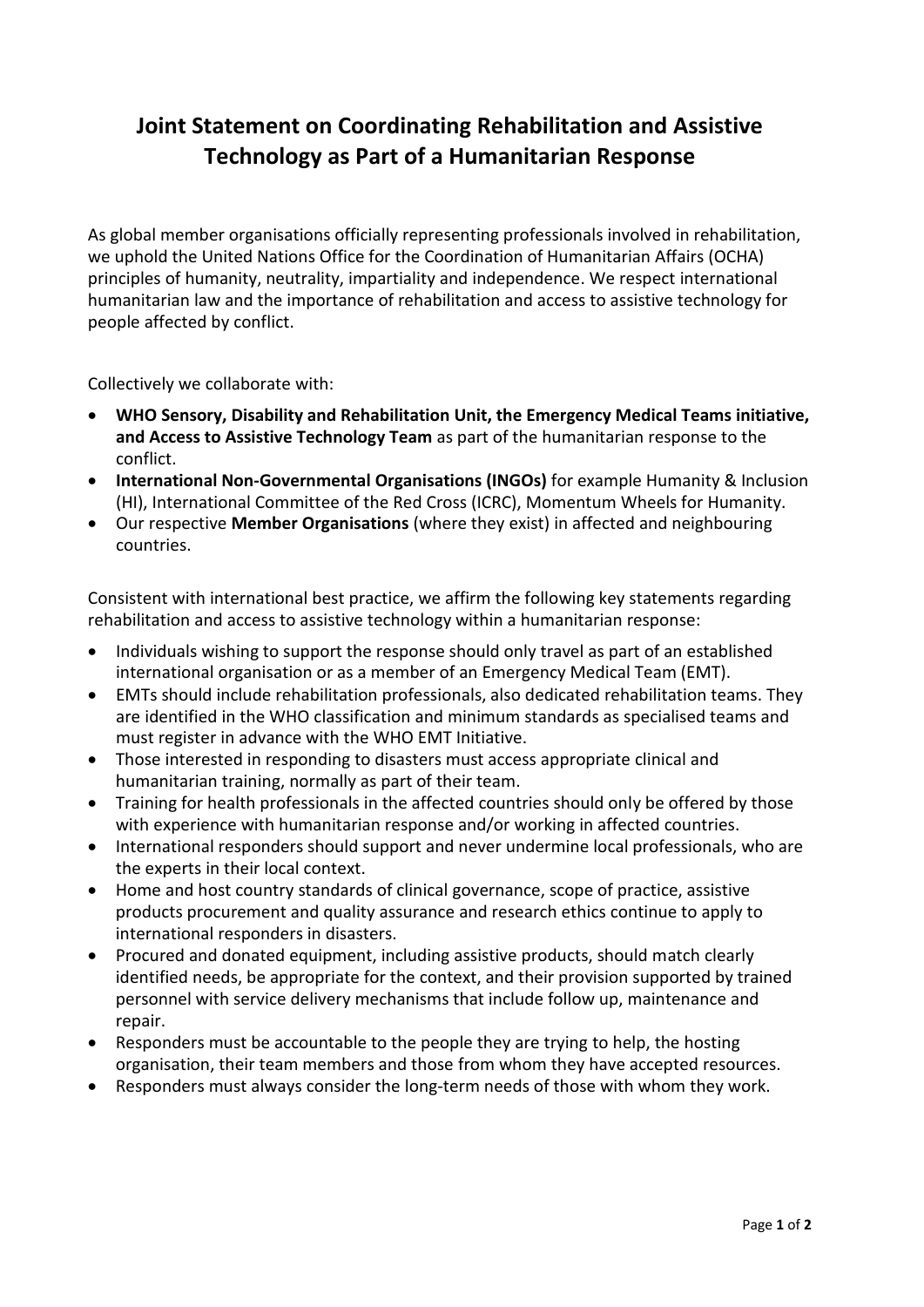# Joint Statement on Coordinating Rehabilitation and Assistive Technology as Part of a Humanitarian Response

As global member organisations officially representing professionals involved in rehabilitation, we uphold the United Nations Office for the Coordination of Humanitarian Affairs (OCHA) principles of humanity, neutrality, impartiality and independence. We respect international humanitarian law and the importance of rehabilitation and access to assistive technology for people affected by conflict.

Collectively we collaborate with:

- **WHO Sensory, Disability and Rehabilitation Unit, the Emergency Medical Teams initiative, and Access to Assistive Technology Team** as part of the humanitarian response to the conflict.
- **International Non-Governmental Organisations (INGOs)** for example Humanity & Inclusion (HI), International Committee of the Red Cross (ICRC), Momentum Wheels for Humanity.
- Our respective **Member Organisations** (where they exist) in affected and neighbouring countries.

Consistent with international best practice, we affirm the following key statements regarding rehabilitation and access to assistive technology within a humanitarian response:

- Individuals wishing to support the response should only travel as part of an established international organisation or as a member of an Emergency Medical Team (EMT).
- EMTs should include rehabilitation professionals, also dedicated rehabilitation teams. They are identified in the WHO classification and minimum standards as specialised teams and must register in advance with the WHO EMT Initiative.
- Those interested in responding to disasters must access appropriate clinical and humanitarian training, normally as part of their team.
- Training for health professionals in the affected countries should only be offered by those with experience with humanitarian response and/or working in affected countries.
- International responders should support and never undermine local professionals, who are the experts in their local context.
- Home and host country standards of clinical governance, scope of practice, assistive products procurement and quality assurance and research ethics continue to apply to international responders in disasters.
- Procured and donated equipment, including assistive products, should match clearly identified needs, be appropriate for the context, and their provision supported by trained personnel with service delivery mechanisms that include follow up, maintenance and repair.
- Responders must be accountable to the people they are trying to help, the hosting organisation, their team members and those from whom they have accepted resources.
- Responders must always consider the long-term needs of those with whom they work.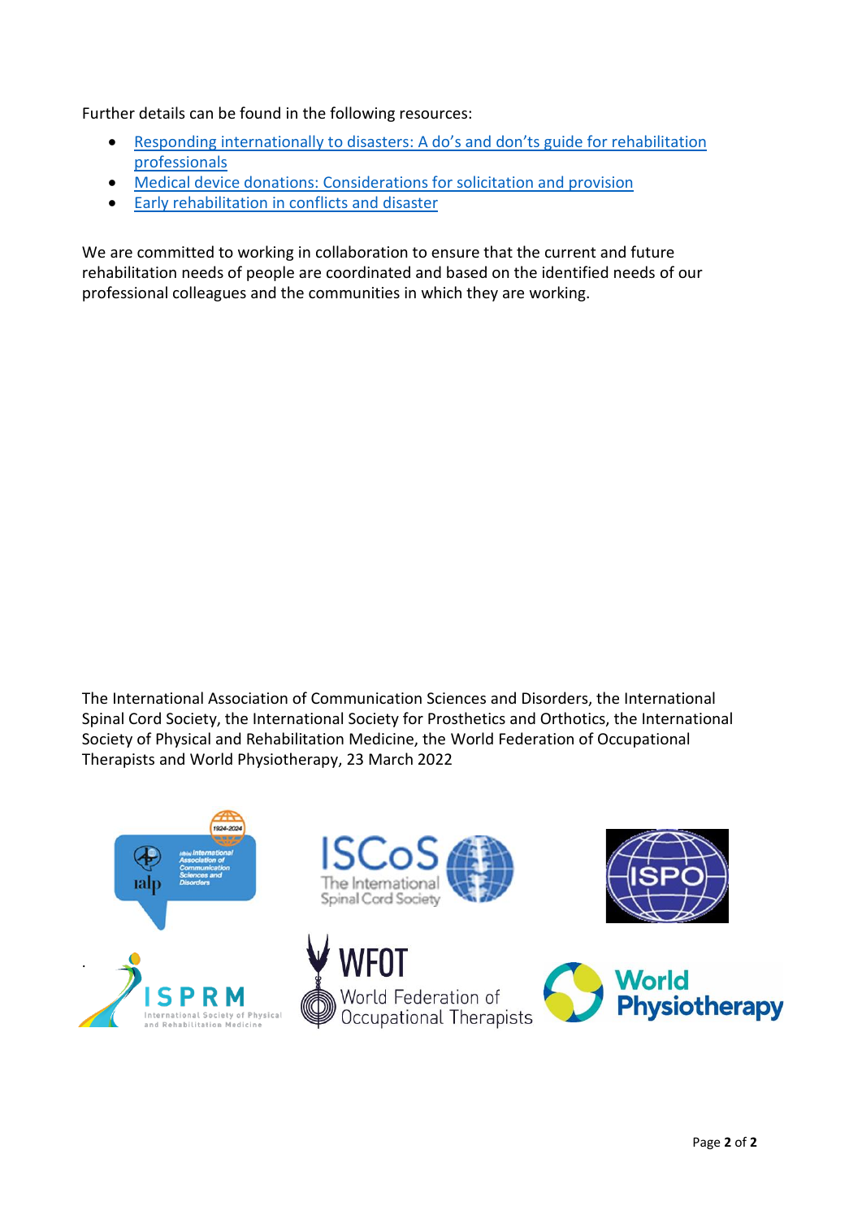Further details can be found in the following resources:

- Responding internationally to disasters: A do's and don'ts guide for rehabilitation professionals
- Medical device donations: Considerations for solicitation and provision
- Early rehabilitation in conflicts and disaster

We are committed to working in collaboration to ensure that the current and future rehabilitation needs of people are coordinated and based on the identified needs of our professional colleagues and the communities in which they are working.

The International Association of Communication Sciences and Disorders, the International Spinal Cord Society, the International Society for Prosthetics and Orthotics, the International Society of Physical and Rehabilitation Medicine, the World Federation of Occupational Therapists and World Physiotherapy, 23 March 2022